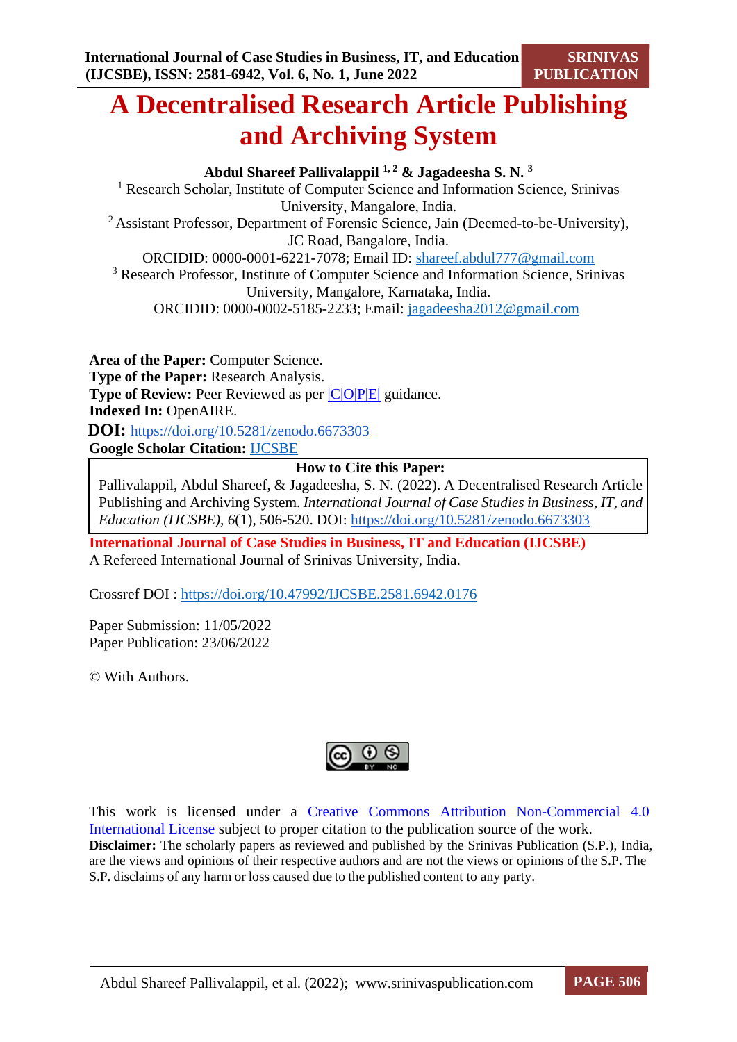# A Decentralised Research Article Publishing and Archiving System

**Abdul Shareef Pallivalappil [1, 2] & Jagadeesha S. N. [3]**

[1] Research Scholar, Institute of Computer Science and Information Science, Srinivas University, Mangalore, India.

[2] Assistant Professor, Department of Forensic Science, Jain (Deemed-to-be-University), JC Road, Bangalore, India.

ORCIDID: 0000-0001-6221-7078; Email ID: shareef.abdul777@gmail.com

[3] Research Professor, Institute of Computer Science and Information Science, Srinivas University, Mangalore, Karnataka, India.

ORCIDID: 0000-0002-5185-2233; Email: jagadeesha2012@gmail.com

**Area of the Paper:** Computer Science.
**Type of the Paper:** Research Analysis.
**Type of Review:** Peer Reviewed as per |C|O|P|E| guidance.
**Indexed In:** OpenAIRE.
**DOI:** https://doi.org/10.5281/zenodo.6673303
**Google Scholar Citation:** IJCSBE

**How to Cite this Paper:**

Pallivalappil, Abdul Shareef, & Jagadeesha, S. N. (2022). A Decentralised Research Article Publishing and Archiving System. *International Journal of Case Studies in Business, IT, and Education (IJCSBE)*, *6*(1), 506-520. DOI: https://doi.org/10.5281/zenodo.6673303

**International Journal of Case Studies in Business, IT and Education (IJCSBE)**
A Refereed International Journal of Srinivas University, India.

Crossref DOI : https://doi.org/10.47992/IJCSBE.2581.6942.0176

Paper Submission: 11/05/2022
Paper Publication: 23/06/2022

© With Authors.

This work is licensed under a Creative Commons Attribution Non-Commercial 4.0 International License subject to proper citation to the publication source of the work.

**Disclaimer:** The scholarly papers as reviewed and published by the Srinivas Publication (S.P.), India, are the views and opinions of their respective authors and are not the views or opinions of the S.P. The S.P. disclaims of any harm or loss caused due to the published content to any party.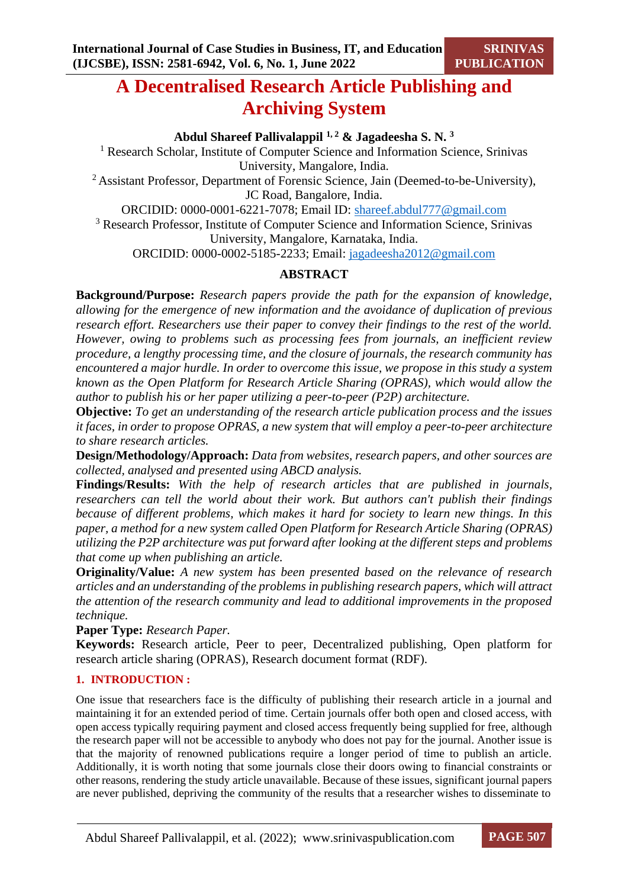# A Decentralised Research Article Publishing and Archiving System

**Abdul Shareef Pallivalappil [1,2] & Jagadeesha S. N. [3]**

[1] Research Scholar, Institute of Computer Science and Information Science, Srinivas University, Mangalore, India.

[2] Assistant Professor, Department of Forensic Science, Jain (Deemed-to-be-University), JC Road, Bangalore, India.

ORCIDID: 0000-0001-6221-7078; Email ID: shareef.abdul777@gmail.com

[3] Research Professor, Institute of Computer Science and Information Science, Srinivas University, Mangalore, Karnataka, India.

ORCIDID: 0000-0002-5185-2233; Email: jagadeesha2012@gmail.com

## ABSTRACT

**Background/Purpose:** *Research papers provide the path for the expansion of knowledge, allowing for the emergence of new information and the avoidance of duplication of previous research effort. Researchers use their paper to convey their findings to the rest of the world. However, owing to problems such as processing fees from journals, an inefficient review procedure, a lengthy processing time, and the closure of journals, the research community has encountered a major hurdle. In order to overcome this issue, we propose in this study a system known as the Open Platform for Research Article Sharing (OPRAS), which would allow the author to publish his or her paper utilizing a peer-to-peer (P2P) architecture.*

**Objective:** *To get an understanding of the research article publication process and the issues it faces, in order to propose OPRAS, a new system that will employ a peer-to-peer architecture to share research articles.*

**Design/Methodology/Approach:** *Data from websites, research papers, and other sources are collected, analysed and presented using ABCD analysis.*

**Findings/Results:** *With the help of research articles that are published in journals, researchers can tell the world about their work. But authors can't publish their findings because of different problems, which makes it hard for society to learn new things. In this paper, a method for a new system called Open Platform for Research Article Sharing (OPRAS) utilizing the P2P architecture was put forward after looking at the different steps and problems that come up when publishing an article.*

**Originality/Value:** *A new system has been presented based on the relevance of research articles and an understanding of the problems in publishing research papers, which will attract the attention of the research community and lead to additional improvements in the proposed technique.*

**Paper Type:** *Research Paper.*

**Keywords:** Research article, Peer to peer, Decentralized publishing, Open platform for research article sharing (OPRAS), Research document format (RDF).

## 1. INTRODUCTION :

One issue that researchers face is the difficulty of publishing their research article in a journal and maintaining it for an extended period of time. Certain journals offer both open and closed access, with open access typically requiring payment and closed access frequently being supplied for free, although the research paper will not be accessible to anybody who does not pay for the journal. Another issue is that the majority of renowned publications require a longer period of time to publish an article. Additionally, it is worth noting that some journals close their doors owing to financial constraints or other reasons, rendering the study article unavailable. Because of these issues, significant journal papers are never published, depriving the community of the results that a researcher wishes to disseminate to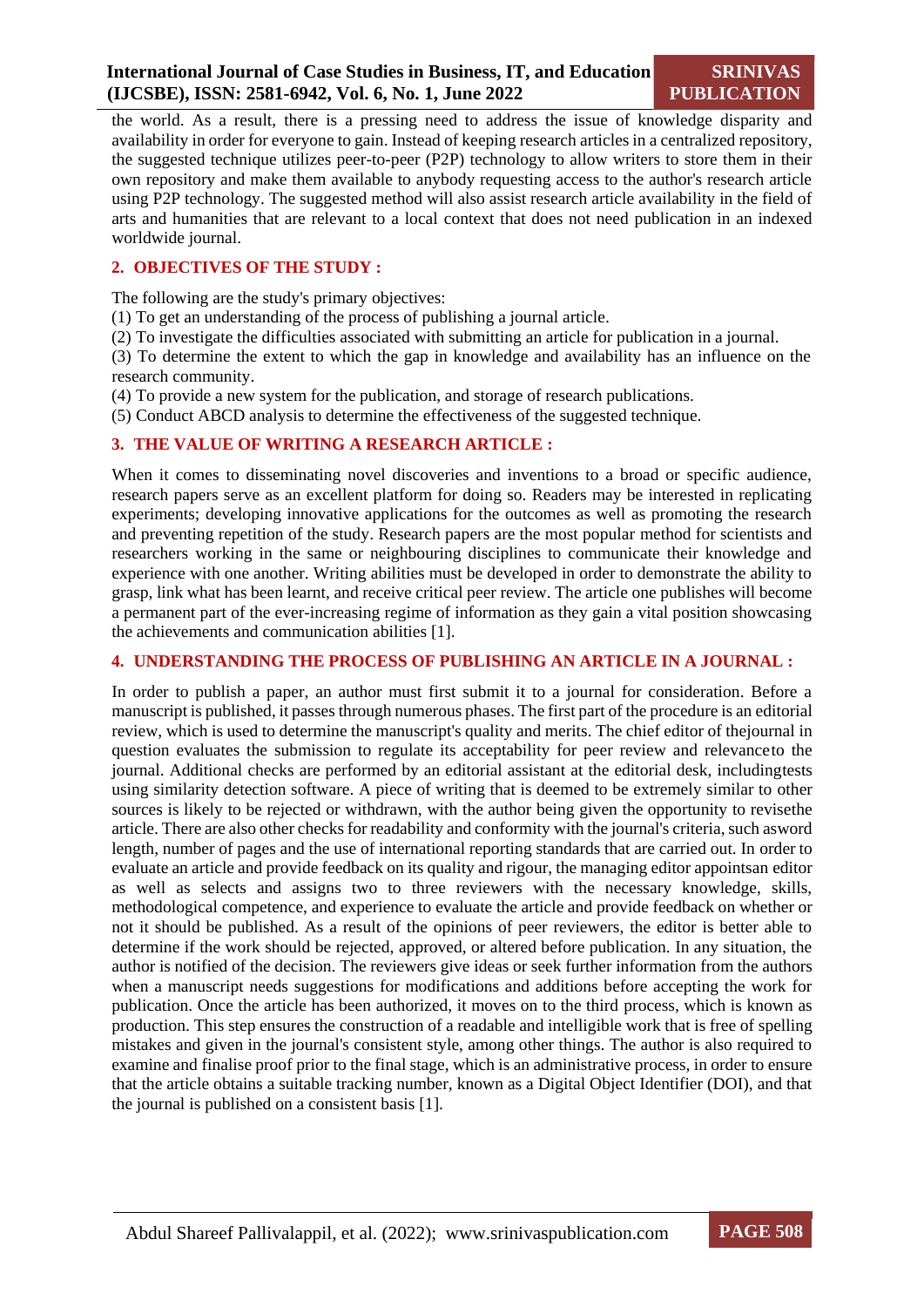the world. As a result, there is a pressing need to address the issue of knowledge disparity and availability in order for everyone to gain. Instead of keeping research articles in a centralized repository, the suggested technique utilizes peer-to-peer (P2P) technology to allow writers to store them in their own repository and make them available to anybody requesting access to the author's research article using P2P technology. The suggested method will also assist research article availability in the field of arts and humanities that are relevant to a local context that does not need publication in an indexed worldwide journal.

## 2. OBJECTIVES OF THE STUDY :

The following are the study's primary objectives:

(1) To get an understanding of the process of publishing a journal article.

(2) To investigate the difficulties associated with submitting an article for publication in a journal.

(3) To determine the extent to which the gap in knowledge and availability has an influence on the research community.

(4) To provide a new system for the publication, and storage of research publications.

(5) Conduct ABCD analysis to determine the effectiveness of the suggested technique.

## 3. THE VALUE OF WRITING A RESEARCH ARTICLE :

When it comes to disseminating novel discoveries and inventions to a broad or specific audience, research papers serve as an excellent platform for doing so. Readers may be interested in replicating experiments; developing innovative applications for the outcomes as well as promoting the research and preventing repetition of the study. Research papers are the most popular method for scientists and researchers working in the same or neighbouring disciplines to communicate their knowledge and experience with one another. Writing abilities must be developed in order to demonstrate the ability to grasp, link what has been learnt, and receive critical peer review. The article one publishes will become a permanent part of the ever-increasing regime of information as they gain a vital position showcasing the achievements and communication abilities [1].

## 4. UNDERSTANDING THE PROCESS OF PUBLISHING AN ARTICLE IN A JOURNAL :

In order to publish a paper, an author must first submit it to a journal for consideration. Before a manuscript is published, it passes through numerous phases. The first part of the procedure is an editorial review, which is used to determine the manuscript's quality and merits. The chief editor of thejournal in question evaluates the submission to regulate its acceptability for peer review and relevanceto the journal. Additional checks are performed by an editorial assistant at the editorial desk, includingtests using similarity detection software. A piece of writing that is deemed to be extremely similar to other sources is likely to be rejected or withdrawn, with the author being given the opportunity to revisethe article. There are also other checks for readability and conformity with the journal's criteria, such asword length, number of pages and the use of international reporting standards that are carried out. In order to evaluate an article and provide feedback on its quality and rigour, the managing editor appointsan editor as well as selects and assigns two to three reviewers with the necessary knowledge, skills, methodological competence, and experience to evaluate the article and provide feedback on whether or not it should be published. As a result of the opinions of peer reviewers, the editor is better able to determine if the work should be rejected, approved, or altered before publication. In any situation, the author is notified of the decision. The reviewers give ideas or seek further information from the authors when a manuscript needs suggestions for modifications and additions before accepting the work for publication. Once the article has been authorized, it moves on to the third process, which is known as production. This step ensures the construction of a readable and intelligible work that is free of spelling mistakes and given in the journal's consistent style, among other things. The author is also required to examine and finalise proof prior to the final stage, which is an administrative process, in order to ensure that the article obtains a suitable tracking number, known as a Digital Object Identifier (DOI), and that the journal is published on a consistent basis [1].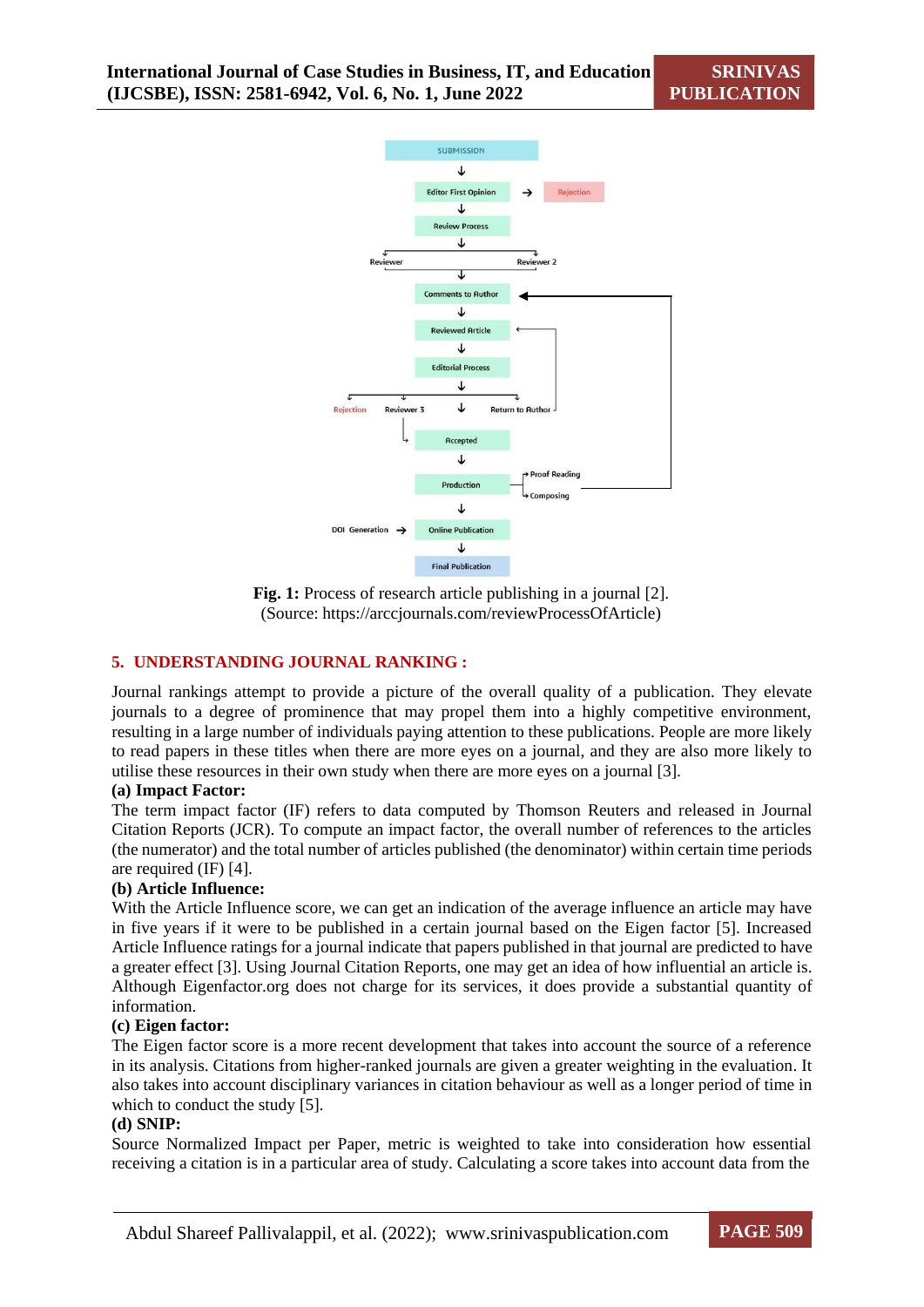Fig. 1: Process of research article publishing in a journal [2].
(Source: https://arccjournals.com/reviewProcessOfArticle)

## 5. UNDERSTANDING JOURNAL RANKING :

Journal rankings attempt to provide a picture of the overall quality of a publication. They elevate journals to a degree of prominence that may propel them into a highly competitive environment, resulting in a large number of individuals paying attention to these publications. People are more likely to read papers in these titles when there are more eyes on a journal, and they are also more likely to utilise these resources in their own study when there are more eyes on a journal [3].

**(a) Impact Factor:**

The term impact factor (IF) refers to data computed by Thomson Reuters and released in Journal Citation Reports (JCR). To compute an impact factor, the overall number of references to the articles (the numerator) and the total number of articles published (the denominator) within certain time periods are required (IF) [4].

**(b) Article Influence:**

With the Article Influence score, we can get an indication of the average influence an article may have in five years if it were to be published in a certain journal based on the Eigen factor [5]. Increased Article Influence ratings for a journal indicate that papers published in that journal are predicted to have a greater effect [3]. Using Journal Citation Reports, one may get an idea of how influential an article is. Although Eigenfactor.org does not charge for its services, it does provide a substantial quantity of information.

**(c) Eigen factor:**

The Eigen factor score is a more recent development that takes into account the source of a reference in its analysis. Citations from higher-ranked journals are given a greater weighting in the evaluation. It also takes into account disciplinary variances in citation behaviour as well as a longer period of time in which to conduct the study [5].

**(d) SNIP:**

Source Normalized Impact per Paper, metric is weighted to take into consideration how essential receiving a citation is in a particular area of study. Calculating a score takes into account data from the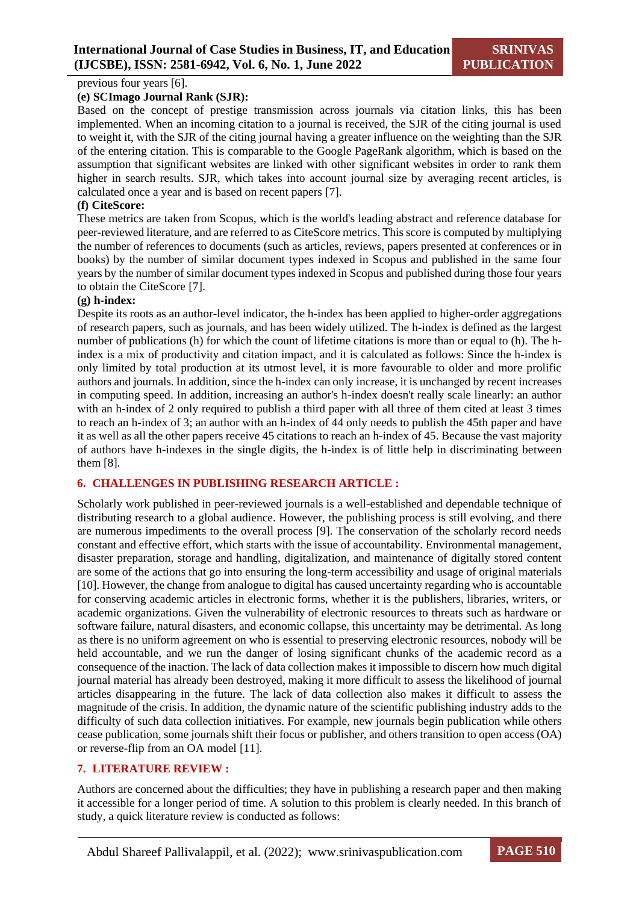previous four years [6].

**(e) SCImago Journal Rank (SJR):**

Based on the concept of prestige transmission across journals via citation links, this has been implemented. When an incoming citation to a journal is received, the SJR of the citing journal is used to weight it, with the SJR of the citing journal having a greater influence on the weighting than the SJR of the entering citation. This is comparable to the Google PageRank algorithm, which is based on the assumption that significant websites are linked with other significant websites in order to rank them higher in search results. SJR, which takes into account journal size by averaging recent articles, is calculated once a year and is based on recent papers [7].

**(f) CiteScore:**

These metrics are taken from Scopus, which is the world's leading abstract and reference database for peer-reviewed literature, and are referred to as CiteScore metrics. This score is computed by multiplying the number of references to documents (such as articles, reviews, papers presented at conferences or in books) by the number of similar document types indexed in Scopus and published in the same four years by the number of similar document types indexed in Scopus and published during those four years to obtain the CiteScore [7].

**(g) h-index:**

Despite its roots as an author-level indicator, the h-index has been applied to higher-order aggregations of research papers, such as journals, and has been widely utilized. The h-index is defined as the largest number of publications (h) for which the count of lifetime citations is more than or equal to (h). The h-index is a mix of productivity and citation impact, and it is calculated as follows: Since the h-index is only limited by total production at its utmost level, it is more favourable to older and more prolific authors and journals. In addition, since the h-index can only increase, it is unchanged by recent increases in computing speed. In addition, increasing an author's h-index doesn't really scale linearly: an author with an h-index of 2 only required to publish a third paper with all three of them cited at least 3 times to reach an h-index of 3; an author with an h-index of 44 only needs to publish the 45th paper and have it as well as all the other papers receive 45 citations to reach an h-index of 45. Because the vast majority of authors have h-indexes in the single digits, the h-index is of little help in discriminating between them [8].

## 6. CHALLENGES IN PUBLISHING RESEARCH ARTICLE :

Scholarly work published in peer-reviewed journals is a well-established and dependable technique of distributing research to a global audience. However, the publishing process is still evolving, and there are numerous impediments to the overall process [9]. The conservation of the scholarly record needs constant and effective effort, which starts with the issue of accountability. Environmental management, disaster preparation, storage and handling, digitalization, and maintenance of digitally stored content are some of the actions that go into ensuring the long-term accessibility and usage of original materials [10]. However, the change from analogue to digital has caused uncertainty regarding who is accountable for conserving academic articles in electronic forms, whether it is the publishers, libraries, writers, or academic organizations. Given the vulnerability of electronic resources to threats such as hardware or software failure, natural disasters, and economic collapse, this uncertainty may be detrimental. As long as there is no uniform agreement on who is essential to preserving electronic resources, nobody will be held accountable, and we run the danger of losing significant chunks of the academic record as a consequence of the inaction. The lack of data collection makes it impossible to discern how much digital journal material has already been destroyed, making it more difficult to assess the likelihood of journal articles disappearing in the future. The lack of data collection also makes it difficult to assess the magnitude of the crisis. In addition, the dynamic nature of the scientific publishing industry adds to the difficulty of such data collection initiatives. For example, new journals begin publication while others cease publication, some journals shift their focus or publisher, and others transition to open access (OA) or reverse-flip from an OA model [11].

## 7. LITERATURE REVIEW :

Authors are concerned about the difficulties; they have in publishing a research paper and then making it accessible for a longer period of time. A solution to this problem is clearly needed. In this branch of study, a quick literature review is conducted as follows: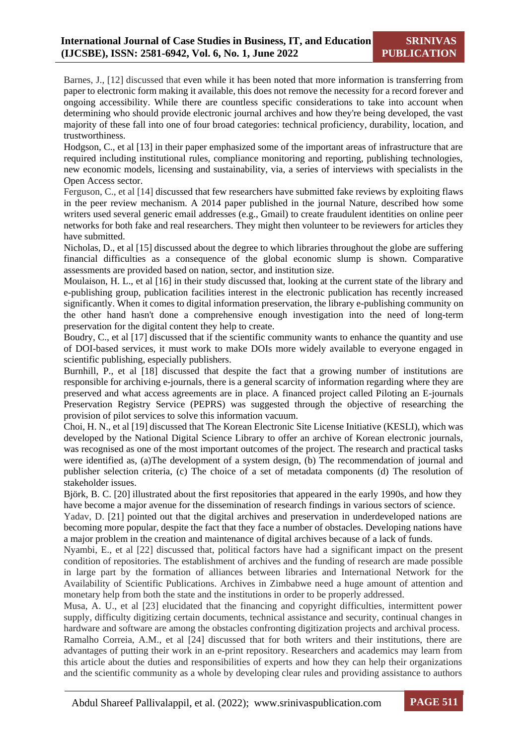Barnes, J., [12] discussed that even while it has been noted that more information is transferring from paper to electronic form making it available, this does not remove the necessity for a record forever and ongoing accessibility. While there are countless specific considerations to take into account when determining who should provide electronic journal archives and how they're being developed, the vast majority of these fall into one of four broad categories: technical proficiency, durability, location, and trustworthiness.

Hodgson, C., et al [13] in their paper emphasized some of the important areas of infrastructure that are required including institutional rules, compliance monitoring and reporting, publishing technologies, new economic models, licensing and sustainability, via, a series of interviews with specialists in the Open Access sector.

Ferguson, C., et al [14] discussed that few researchers have submitted fake reviews by exploiting flaws in the peer review mechanism. A 2014 paper published in the journal Nature, described how some writers used several generic email addresses (e.g., Gmail) to create fraudulent identities on online peer networks for both fake and real researchers. They might then volunteer to be reviewers for articles they have submitted.

Nicholas, D., et al [15] discussed about the degree to which libraries throughout the globe are suffering financial difficulties as a consequence of the global economic slump is shown. Comparative assessments are provided based on nation, sector, and institution size.

Moulaison, H. L., et al [16] in their study discussed that, looking at the current state of the library and e-publishing group, publication facilities interest in the electronic publication has recently increased significantly. When it comes to digital information preservation, the library e-publishing community on the other hand hasn't done a comprehensive enough investigation into the need of long-term preservation for the digital content they help to create.

Boudry, C., et al [17] discussed that if the scientific community wants to enhance the quantity and use of DOI-based services, it must work to make DOIs more widely available to everyone engaged in scientific publishing, especially publishers.

Burnhill, P., et al [18] discussed that despite the fact that a growing number of institutions are responsible for archiving e-journals, there is a general scarcity of information regarding where they are preserved and what access agreements are in place. A financed project called Piloting an E-journals Preservation Registry Service (PEPRS) was suggested through the objective of researching the provision of pilot services to solve this information vacuum.

Choi, H. N., et al [19] discussed that The Korean Electronic Site License Initiative (KESLI), which was developed by the National Digital Science Library to offer an archive of Korean electronic journals, was recognised as one of the most important outcomes of the project. The research and practical tasks were identified as, (a)The development of a system design, (b) The recommendation of journal and publisher selection criteria, (c) The choice of a set of metadata components (d) The resolution of stakeholder issues.

Björk, B. C. [20] illustrated about the first repositories that appeared in the early 1990s, and how they have become a major avenue for the dissemination of research findings in various sectors of science.

Yadav, D. [21] pointed out that the digital archives and preservation in underdeveloped nations are becoming more popular, despite the fact that they face a number of obstacles. Developing nations have a major problem in the creation and maintenance of digital archives because of a lack of funds.

Nyambi, E., et al [22] discussed that, political factors have had a significant impact on the present condition of repositories. The establishment of archives and the funding of research are made possible in large part by the formation of alliances between libraries and International Network for the Availability of Scientific Publications. Archives in Zimbabwe need a huge amount of attention and monetary help from both the state and the institutions in order to be properly addressed.

Musa, A. U., et al [23] elucidated that the financing and copyright difficulties, intermittent power supply, difficulty digitizing certain documents, technical assistance and security, continual changes in hardware and software are among the obstacles confronting digitization projects and archival process.

Ramalho Correia, A.M., et al [24] discussed that for both writers and their institutions, there are advantages of putting their work in an e-print repository. Researchers and academics may learn from this article about the duties and responsibilities of experts and how they can help their organizations and the scientific community as a whole by developing clear rules and providing assistance to authors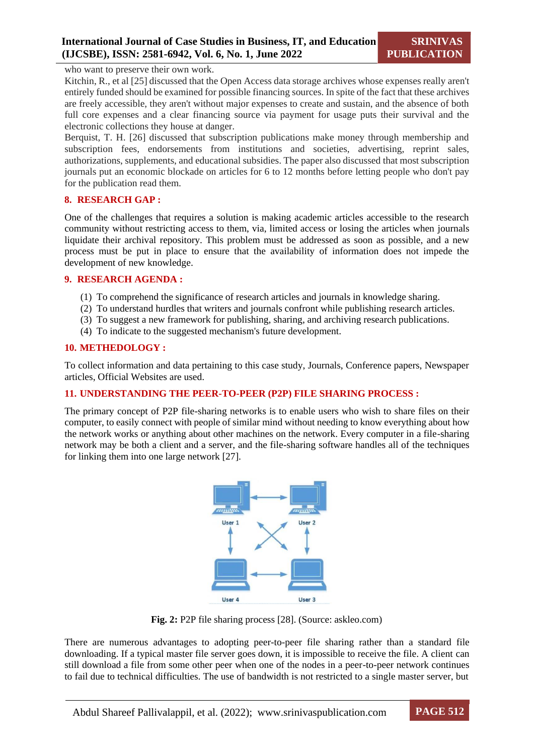who want to preserve their own work.

Kitchin, R., et al [25] discussed that the Open Access data storage archives whose expenses really aren't entirely funded should be examined for possible financing sources. In spite of the fact that these archives are freely accessible, they aren't without major expenses to create and sustain, and the absence of both full core expenses and a clear financing source via payment for usage puts their survival and the electronic collections they house at danger.

Berquist, T. H. [26] discussed that subscription publications make money through membership and subscription fees, endorsements from institutions and societies, advertising, reprint sales, authorizations, supplements, and educational subsidies. The paper also discussed that most subscription journals put an economic blockade on articles for 6 to 12 months before letting people who don't pay for the publication read them.

## 8. RESEARCH GAP :

One of the challenges that requires a solution is making academic articles accessible to the research community without restricting access to them, via, limited access or losing the articles when journals liquidate their archival repository. This problem must be addressed as soon as possible, and a new process must be put in place to ensure that the availability of information does not impede the development of new knowledge.

## 9. RESEARCH AGENDA :

(1) To comprehend the significance of research articles and journals in knowledge sharing.
(2) To understand hurdles that writers and journals confront while publishing research articles.
(3) To suggest a new framework for publishing, sharing, and archiving research publications.
(4) To indicate to the suggested mechanism's future development.

## 10. METHEDOLOGY :

To collect information and data pertaining to this case study, Journals, Conference papers, Newspaper articles, Official Websites are used.

## 11. UNDERSTANDING THE PEER-TO-PEER (P2P) FILE SHARING PROCESS :

The primary concept of P2P file-sharing networks is to enable users who wish to share files on their computer, to easily connect with people of similar mind without needing to know everything about how the network works or anything about other machines on the network. Every computer in a file-sharing network may be both a client and a server, and the file-sharing software handles all of the techniques for linking them into one large network [27].

**Fig. 2:** P2P file sharing process [28]. (Source: askleo.com)

There are numerous advantages to adopting peer-to-peer file sharing rather than a standard file downloading. If a typical master file server goes down, it is impossible to receive the file. A client can still download a file from some other peer when one of the nodes in a peer-to-peer network continues to fail due to technical difficulties. The use of bandwidth is not restricted to a single master server, but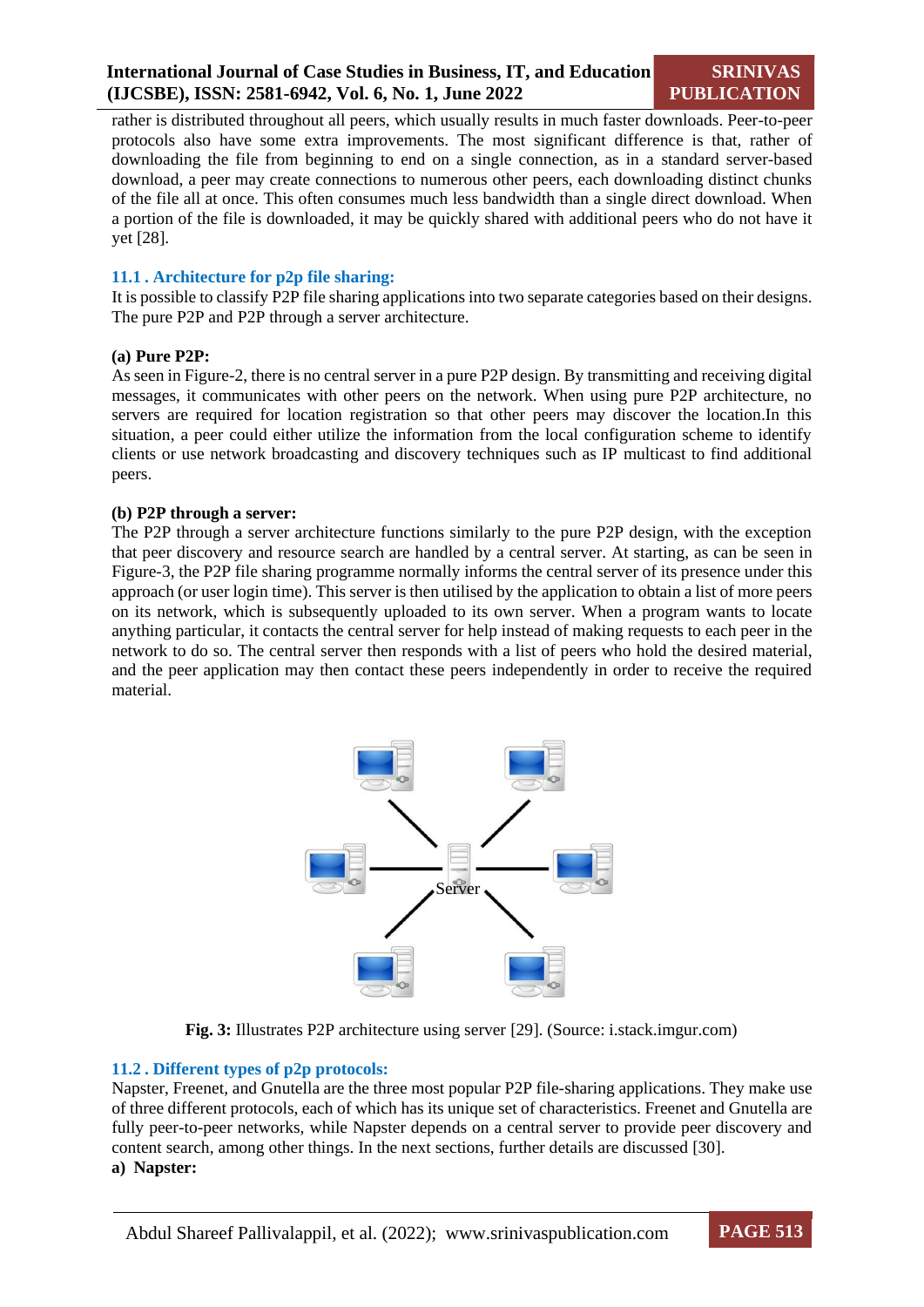rather is distributed throughout all peers, which usually results in much faster downloads. Peer-to-peer protocols also have some extra improvements. The most significant difference is that, rather of downloading the file from beginning to end on a single connection, as in a standard server-based download, a peer may create connections to numerous other peers, each downloading distinct chunks of the file all at once. This often consumes much less bandwidth than a single direct download. When a portion of the file is downloaded, it may be quickly shared with additional peers who do not have it yet [28].

### 11.1 . Architecture for p2p file sharing:

It is possible to classify P2P file sharing applications into two separate categories based on their designs. The pure P2P and P2P through a server architecture.

**(a) Pure P2P:**

As seen in Figure-2, there is no central server in a pure P2P design. By transmitting and receiving digital messages, it communicates with other peers on the network. When using pure P2P architecture, no servers are required for location registration so that other peers may discover the location.In this situation, a peer could either utilize the information from the local configuration scheme to identify clients or use network broadcasting and discovery techniques such as IP multicast to find additional peers.

**(b) P2P through a server:**

The P2P through a server architecture functions similarly to the pure P2P design, with the exception that peer discovery and resource search are handled by a central server. At starting, as can be seen in Figure-3, the P2P file sharing programme normally informs the central server of its presence under this approach (or user login time). This server is then utilised by the application to obtain a list of more peers on its network, which is subsequently uploaded to its own server. When a program wants to locate anything particular, it contacts the central server for help instead of making requests to each peer in the network to do so. The central server then responds with a list of peers who hold the desired material, and the peer application may then contact these peers independently in order to receive the required material.

**Fig. 3:** Illustrates P2P architecture using server [29]. (Source: i.stack.imgur.com)

### 11.2 . Different types of p2p protocols:

Napster, Freenet, and Gnutella are the three most popular P2P file-sharing applications. They make use of three different protocols, each of which has its unique set of characteristics. Freenet and Gnutella are fully peer-to-peer networks, while Napster depends on a central server to provide peer discovery and content search, among other things. In the next sections, further details are discussed [30].

**a) Napster:**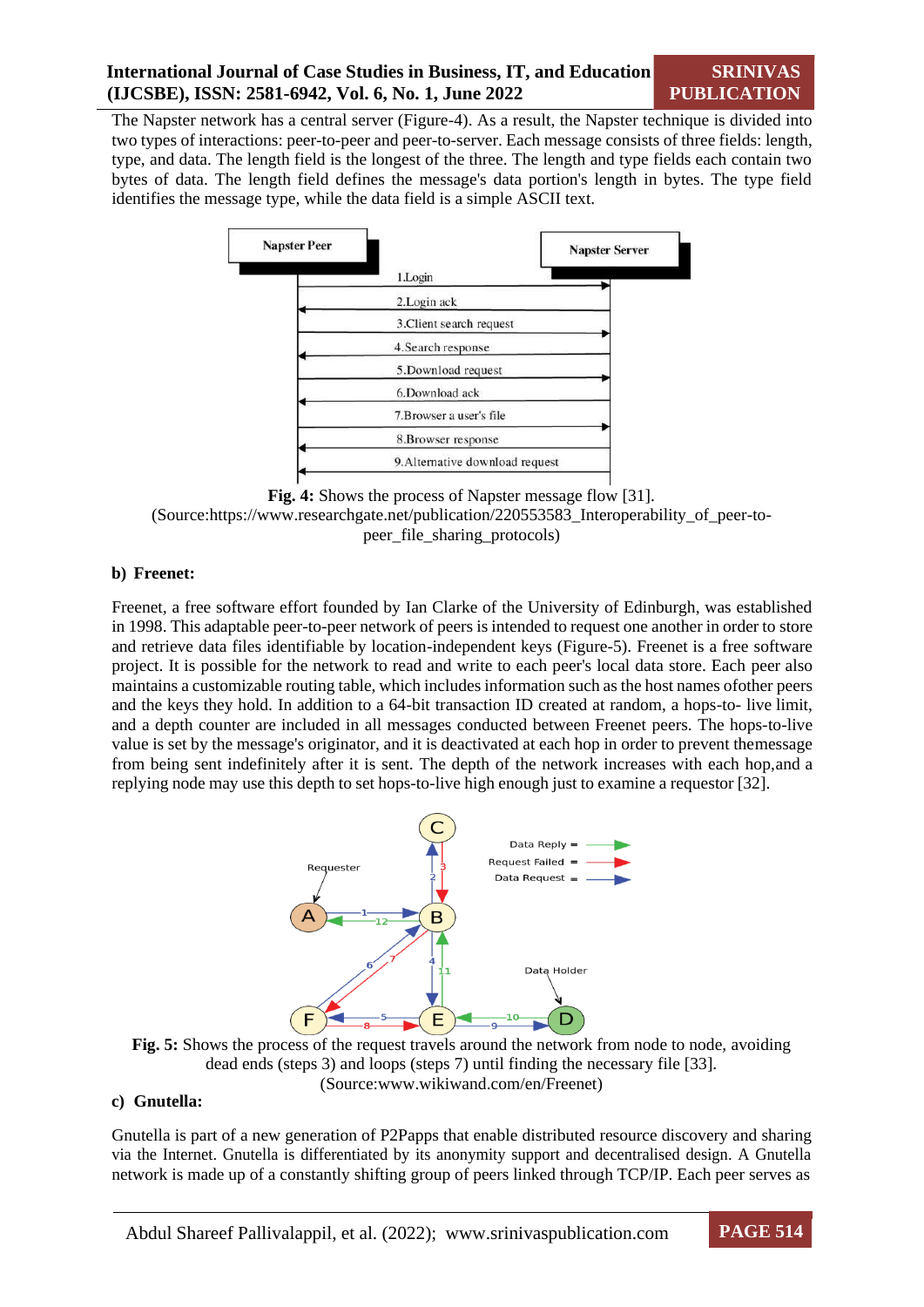The Napster network has a central server (Figure-4). As a result, the Napster technique is divided into two types of interactions: peer-to-peer and peer-to-server. Each message consists of three fields: length, type, and data. The length field is the longest of the three. The length and type fields each contain two bytes of data. The length field defines the message's data portion's length in bytes. The type field identifies the message type, while the data field is a simple ASCII text.

**Fig. 4:** Shows the process of Napster message flow [31].
(Source:https://www.researchgate.net/publication/220553583_Interoperability_of_peer-to-peer_file_sharing_protocols)

#### b) Freenet:

Freenet, a free software effort founded by Ian Clarke of the University of Edinburgh, was established in 1998. This adaptable peer-to-peer network of peers is intended to request one another in order to store and retrieve data files identifiable by location-independent keys (Figure-5). Freenet is a free software project. It is possible for the network to read and write to each peer's local data store. Each peer also maintains a customizable routing table, which includes information such as the host names ofother peers and the keys they hold. In addition to a 64-bit transaction ID created at random, a hops-to- live limit, and a depth counter are included in all messages conducted between Freenet peers. The hops-to-live value is set by the message's originator, and it is deactivated at each hop in order to prevent themessage from being sent indefinitely after it is sent. The depth of the network increases with each hop,and a replying node may use this depth to set hops-to-live high enough just to examine a requestor [32].

**Fig. 5:** Shows the process of the request travels around the network from node to node, avoiding dead ends (steps 3) and loops (steps 7) until finding the necessary file [33].
(Source:www.wikiwand.com/en/Freenet)

#### c) Gnutella:

Gnutella is part of a new generation of P2Papps that enable distributed resource discovery and sharing via the Internet. Gnutella is differentiated by its anonymity support and decentralised design. A Gnutella network is made up of a constantly shifting group of peers linked through TCP/IP. Each peer serves as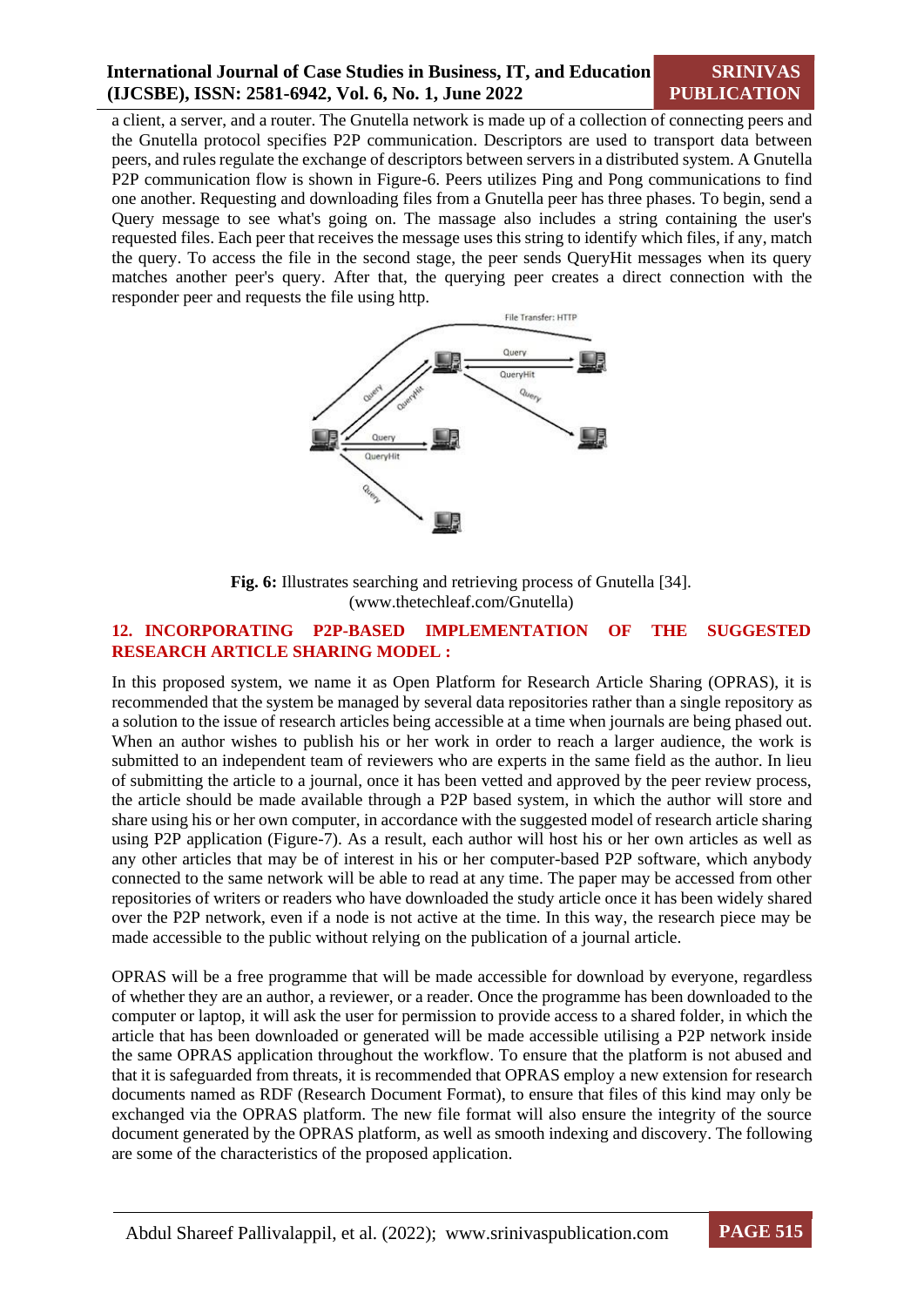a client, a server, and a router. The Gnutella network is made up of a collection of connecting peers and the Gnutella protocol specifies P2P communication. Descriptors are used to transport data between peers, and rules regulate the exchange of descriptors between servers in a distributed system. A Gnutella P2P communication flow is shown in Figure-6. Peers utilizes Ping and Pong communications to find one another. Requesting and downloading files from a Gnutella peer has three phases. To begin, send a Query message to see what's going on. The massage also includes a string containing the user's requested files. Each peer that receives the message uses this string to identify which files, if any, match the query. To access the file in the second stage, the peer sends QueryHit messages when its query matches another peer's query. After that, the querying peer creates a direct connection with the responder peer and requests the file using http.

**Fig. 6:** Illustrates searching and retrieving process of Gnutella [34]. (www.thetechleaf.com/Gnutella)

## 12. INCORPORATING P2P-BASED IMPLEMENTATION OF THE SUGGESTED RESEARCH ARTICLE SHARING MODEL :

In this proposed system, we name it as Open Platform for Research Article Sharing (OPRAS), it is recommended that the system be managed by several data repositories rather than a single repository as a solution to the issue of research articles being accessible at a time when journals are being phased out. When an author wishes to publish his or her work in order to reach a larger audience, the work is submitted to an independent team of reviewers who are experts in the same field as the author. In lieu of submitting the article to a journal, once it has been vetted and approved by the peer review process, the article should be made available through a P2P based system, in which the author will store and share using his or her own computer, in accordance with the suggested model of research article sharing using P2P application (Figure-7). As a result, each author will host his or her own articles as well as any other articles that may be of interest in his or her computer-based P2P software, which anybody connected to the same network will be able to read at any time. The paper may be accessed from other repositories of writers or readers who have downloaded the study article once it has been widely shared over the P2P network, even if a node is not active at the time. In this way, the research piece may be made accessible to the public without relying on the publication of a journal article.

OPRAS will be a free programme that will be made accessible for download by everyone, regardless of whether they are an author, a reviewer, or a reader. Once the programme has been downloaded to the computer or laptop, it will ask the user for permission to provide access to a shared folder, in which the article that has been downloaded or generated will be made accessible utilising a P2P network inside the same OPRAS application throughout the workflow. To ensure that the platform is not abused and that it is safeguarded from threats, it is recommended that OPRAS employ a new extension for research documents named as RDF (Research Document Format), to ensure that files of this kind may only be exchanged via the OPRAS platform. The new file format will also ensure the integrity of the source document generated by the OPRAS platform, as well as smooth indexing and discovery. The following are some of the characteristics of the proposed application.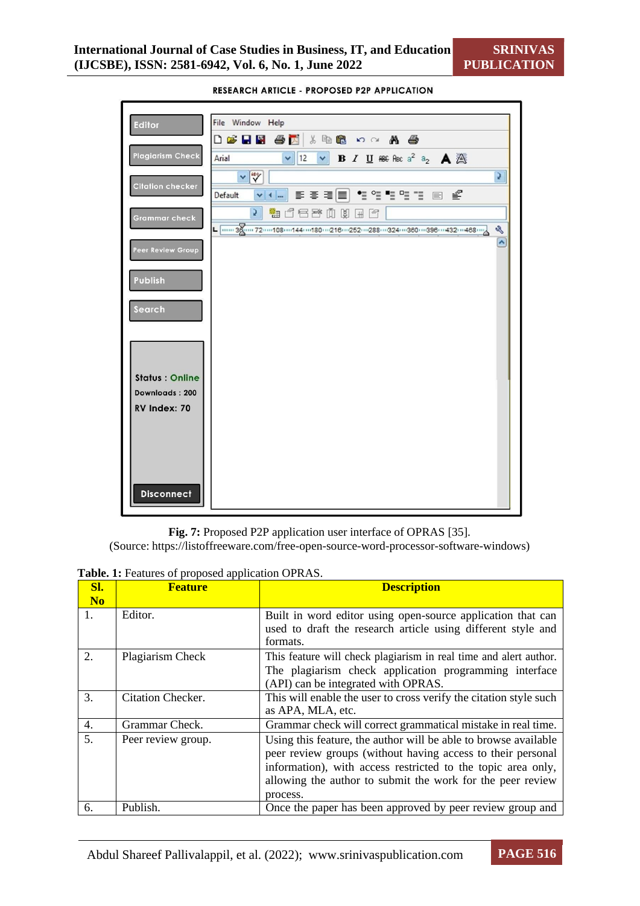RESEARCH ARTICLE - PROPOSED P2P APPLICATION

**Fig. 7:** Proposed P2P application user interface of OPRAS [35].
(Source: https://listoffreeware.com/free-open-source-word-processor-software-windows)

**Table. 1:** Features of proposed application OPRAS.

| Sl. No | Feature | Description |
|---|---|---|
| 1. | Editor. | Built in word editor using open-source application that can used to draft the research article using different style and formats. |
| 2. | Plagiarism Check | This feature will check plagiarism in real time and alert author. The plagiarism check application programming interface (API) can be integrated with OPRAS. |
| 3. | Citation Checker. | This will enable the user to cross verify the citation style such as APA, MLA, etc. |
| 4. | Grammar Check. | Grammar check will correct grammatical mistake in real time. |
| 5. | Peer review group. | Using this feature, the author will be able to browse available peer review groups (without having access to their personal information), with access restricted to the topic area only, allowing the author to submit the work for the peer review process. |
| 6. | Publish. | Once the paper has been approved by peer review group and |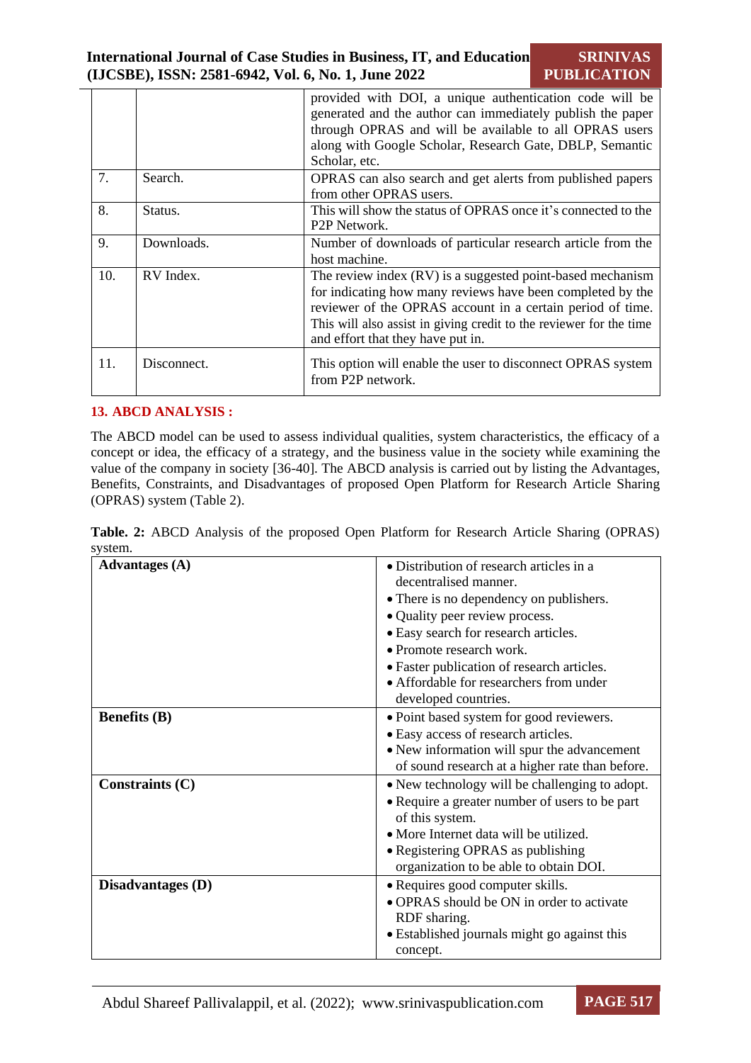| | | provided with DOI, a unique authentication code will be generated and the author can immediately publish the paper through OPRAS and will be available to all OPRAS users along with Google Scholar, Research Gate, DBLP, Semantic Scholar, etc. |
|---|---|---|
| 7. | Search. | OPRAS can also search and get alerts from published papers from other OPRAS users. |
| 8. | Status. | This will show the status of OPRAS once it's connected to the P2P Network. |
| 9. | Downloads. | Number of downloads of particular research article from the host machine. |
| 10. | RV Index. | The review index (RV) is a suggested point-based mechanism for indicating how many reviews have been completed by the reviewer of the OPRAS account in a certain period of time. This will also assist in giving credit to the reviewer for the time and effort that they have put in. |
| 11. | Disconnect. | This option will enable the user to disconnect OPRAS system from P2P network. |

## 13. ABCD ANALYSIS :

The ABCD model can be used to assess individual qualities, system characteristics, the efficacy of a concept or idea, the efficacy of a strategy, and the business value in the society while examining the value of the company in society [36-40]. The ABCD analysis is carried out by listing the Advantages, Benefits, Constraints, and Disadvantages of proposed Open Platform for Research Article Sharing (OPRAS) system (Table 2).

**Table. 2:** ABCD Analysis of the proposed Open Platform for Research Article Sharing (OPRAS) system.

| | |
|---|---|
| **Advantages (A)** | • Distribution of research articles in a decentralised manner.<br>• There is no dependency on publishers.<br>• Quality peer review process.<br>• Easy search for research articles.<br>• Promote research work.<br>• Faster publication of research articles.<br>• Affordable for researchers from under developed countries. |
| **Benefits (B)** | • Point based system for good reviewers.<br>• Easy access of research articles.<br>• New information will spur the advancement of sound research at a higher rate than before. |
| **Constraints (C)** | • New technology will be challenging to adopt.<br>• Require a greater number of users to be part of this system.<br>• More Internet data will be utilized.<br>• Registering OPRAS as publishing organization to be able to obtain DOI. |
| **Disadvantages (D)** | • Requires good computer skills.<br>• OPRAS should be ON in order to activate RDF sharing.<br>• Established journals might go against this concept. |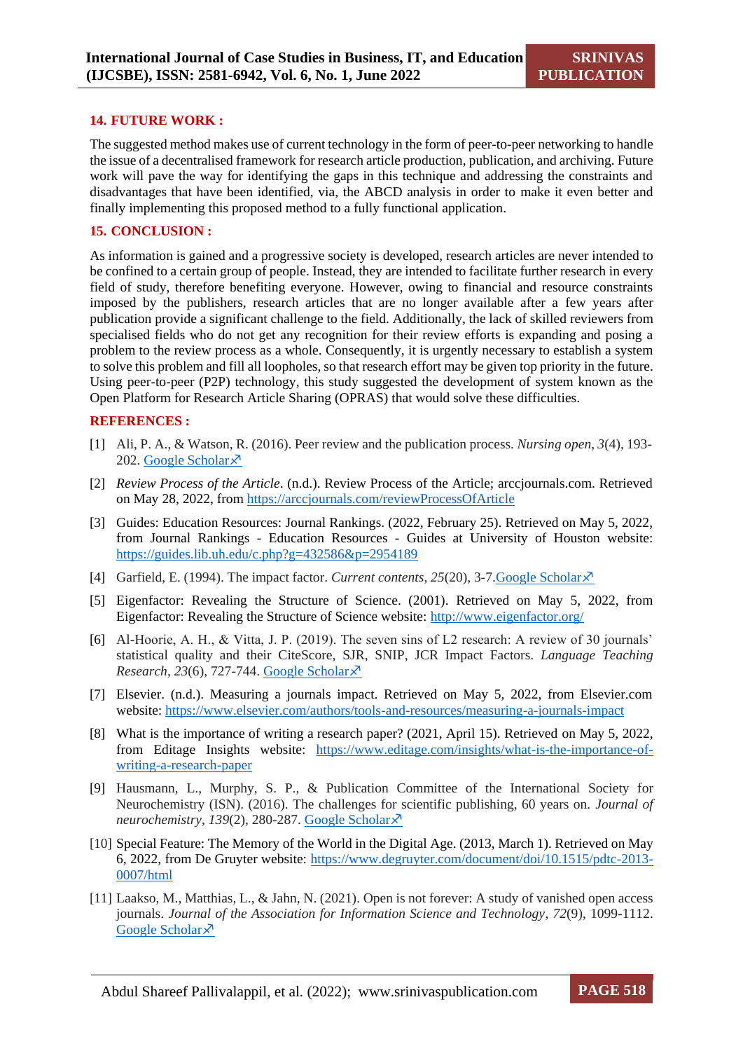## 14. FUTURE WORK :

The suggested method makes use of current technology in the form of peer-to-peer networking to handle the issue of a decentralised framework for research article production, publication, and archiving. Future work will pave the way for identifying the gaps in this technique and addressing the constraints and disadvantages that have been identified, via, the ABCD analysis in order to make it even better and finally implementing this proposed method to a fully functional application.

## 15. CONCLUSION :

As information is gained and a progressive society is developed, research articles are never intended to be confined to a certain group of people. Instead, they are intended to facilitate further research in every field of study, therefore benefiting everyone. However, owing to financial and resource constraints imposed by the publishers, research articles that are no longer available after a few years after publication provide a significant challenge to the field. Additionally, the lack of skilled reviewers from specialised fields who do not get any recognition for their review efforts is expanding and posing a problem to the review process as a whole. Consequently, it is urgently necessary to establish a system to solve this problem and fill all loopholes, so that research effort may be given top priority in the future. Using peer-to-peer (P2P) technology, this study suggested the development of system known as the Open Platform for Research Article Sharing (OPRAS) that would solve these difficulties.

## REFERENCES :

[1] Ali, P. A., & Watson, R. (2016). Peer review and the publication process. *Nursing open*, *3*(4), 193-202. Google Scholar↗

[2] *Review Process of the Article*. (n.d.). Review Process of the Article; arccjournals.com. Retrieved on May 28, 2022, from https://arccjournals.com/reviewProcessOfArticle

[3] Guides: Education Resources: Journal Rankings. (2022, February 25). Retrieved on May 5, 2022, from Journal Rankings - Education Resources - Guides at University of Houston website: https://guides.lib.uh.edu/c.php?g=432586&p=2954189

[4] Garfield, E. (1994). The impact factor. *Current contents*, *25*(20), 3-7.Google Scholar↗

[5] Eigenfactor: Revealing the Structure of Science. (2001). Retrieved on May 5, 2022, from Eigenfactor: Revealing the Structure of Science website: http://www.eigenfactor.org/

[6] Al-Hoorie, A. H., & Vitta, J. P. (2019). The seven sins of L2 research: A review of 30 journals' statistical quality and their CiteScore, SJR, SNIP, JCR Impact Factors. *Language Teaching Research*, *23*(6), 727-744. Google Scholar↗

[7] Elsevier. (n.d.). Measuring a journals impact. Retrieved on May 5, 2022, from Elsevier.com website: https://www.elsevier.com/authors/tools-and-resources/measuring-a-journals-impact

[8] What is the importance of writing a research paper? (2021, April 15). Retrieved on May 5, 2022, from Editage Insights website: https://www.editage.com/insights/what-is-the-importance-of-writing-a-research-paper

[9] Hausmann, L., Murphy, S. P., & Publication Committee of the International Society for Neurochemistry (ISN). (2016). The challenges for scientific publishing, 60 years on. *Journal of neurochemistry*, *139*(2), 280-287. Google Scholar↗

[10] Special Feature: The Memory of the World in the Digital Age. (2013, March 1). Retrieved on May 6, 2022, from De Gruyter website: https://www.degruyter.com/document/doi/10.1515/pdtc-2013-0007/html

[11] Laakso, M., Matthias, L., & Jahn, N. (2021). Open is not forever: A study of vanished open access journals. *Journal of the Association for Information Science and Technology*, *72*(9), 1099-1112. Google Scholar↗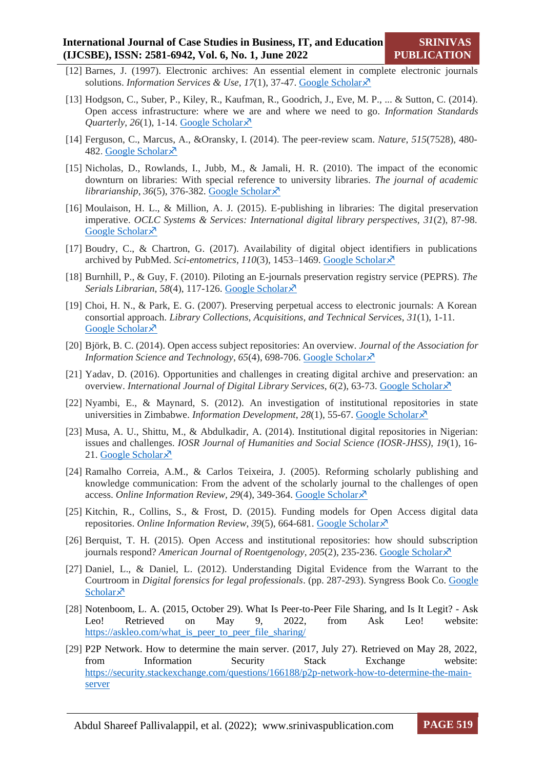[12] Barnes, J. (1997). Electronic archives: An essential element in complete electronic journals solutions. *Information Services & Use*, *17*(1), 37-47. Google Scholar↗

[13] Hodgson, C., Suber, P., Kiley, R., Kaufman, R., Goodrich, J., Eve, M. P., ... & Sutton, C. (2014). Open access infrastructure: where we are and where we need to go. *Information Standards Quarterly*, *26*(1), 1-14. Google Scholar↗

[14] Ferguson, C., Marcus, A., &Oransky, I. (2014). The peer-review scam. *Nature*, *515*(7528), 480-482. Google Scholar↗

[15] Nicholas, D., Rowlands, I., Jubb, M., & Jamali, H. R. (2010). The impact of the economic downturn on libraries: With special reference to university libraries. *The journal of academic librarianship*, *36*(5), 376-382. Google Scholar↗

[16] Moulaison, H. L., & Million, A. J. (2015). E-publishing in libraries: The digital preservation imperative. *OCLC Systems & Services: International digital library perspectives*, *31*(2), 87-98. Google Scholar↗

[17] Boudry, C., & Chartron, G. (2017). Availability of digital object identifiers in publications archived by PubMed. *Sci-entometrics*, *110*(3), 1453–1469. Google Scholar↗

[18] Burnhill, P., & Guy, F. (2010). Piloting an E-journals preservation registry service (PEPRS). *The Serials Librarian*, *58*(4), 117-126. Google Scholar↗

[19] Choi, H. N., & Park, E. G. (2007). Preserving perpetual access to electronic journals: A Korean consortial approach. *Library Collections, Acquisitions, and Technical Services*, *31*(1), 1-11. Google Scholar↗

[20] Björk, B. C. (2014). Open access subject repositories: An overview. *Journal of the Association for Information Science and Technology*, *65*(4), 698-706. Google Scholar↗

[21] Yadav, D. (2016). Opportunities and challenges in creating digital archive and preservation: an overview. *International Journal of Digital Library Services*, *6*(2), 63-73. Google Scholar↗

[22] Nyambi, E., & Maynard, S. (2012). An investigation of institutional repositories in state universities in Zimbabwe. *Information Development*, *28*(1), 55-67. Google Scholar↗

[23] Musa, A. U., Shittu, M., & Abdulkadir, A. (2014). Institutional digital repositories in Nigerian: issues and challenges. *IOSR Journal of Humanities and Social Science (IOSR-JHSS)*, *19*(1), 16-21. Google Scholar↗

[24] Ramalho Correia, A.M., & Carlos Teixeira, J. (2005). Reforming scholarly publishing and knowledge communication: From the advent of the scholarly journal to the challenges of open access. *Online Information Review*, *29*(4), 349-364. Google Scholar↗

[25] Kitchin, R., Collins, S., & Frost, D. (2015). Funding models for Open Access digital data repositories. *Online Information Review*, *39*(5), 664-681. Google Scholar↗

[26] Berquist, T. H. (2015). Open Access and institutional repositories: how should subscription journals respond? *American Journal of Roentgenology*, *205*(2), 235-236. Google Scholar↗

[27] Daniel, L., & Daniel, L. (2012). Understanding Digital Evidence from the Warrant to the Courtroom in *Digital forensics for legal professionals*. (pp. 287-293). Syngress Book Co. Google Scholar↗

[28] Notenboom, L. A. (2015, October 29). What Is Peer-to-Peer File Sharing, and Is It Legit? - Ask Leo! Retrieved on May 9, 2022, from Ask Leo! website: https://askleo.com/what_is_peer_to_peer_file_sharing/

[29] P2P Network. How to determine the main server. (2017, July 27). Retrieved on May 28, 2022, from Information Security Stack Exchange website: https://security.stackexchange.com/questions/166188/p2p-network-how-to-determine-the-main-server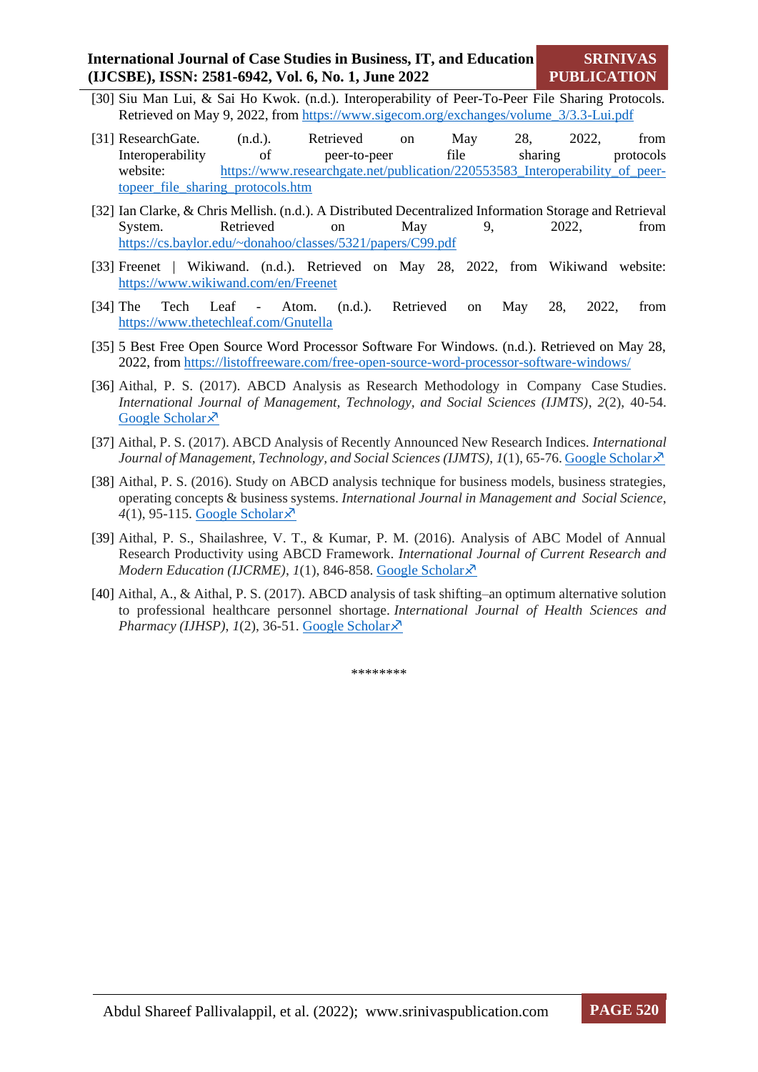[30] Siu Man Lui, & Sai Ho Kwok. (n.d.). Interoperability of Peer-To-Peer File Sharing Protocols. Retrieved on May 9, 2022, from https://www.sigecom.org/exchanges/volume_3/3.3-Lui.pdf

[31] ResearchGate. (n.d.). Retrieved on May 28, 2022, from Interoperability of peer-to-peer file sharing protocols website: https://www.researchgate.net/publication/220553583_Interoperability_of_peer-topeer_file_sharing_protocols.htm

[32] Ian Clarke, & Chris Mellish. (n.d.). A Distributed Decentralized Information Storage and Retrieval System. Retrieved on May 9, 2022, from https://cs.baylor.edu/~donahoo/classes/5321/papers/C99.pdf

[33] Freenet | Wikiwand. (n.d.). Retrieved on May 28, 2022, from Wikiwand website: https://www.wikiwand.com/en/Freenet

[34] The Tech Leaf - Atom. (n.d.). Retrieved on May 28, 2022, from https://www.thetechleaf.com/Gnutella

[35] 5 Best Free Open Source Word Processor Software For Windows. (n.d.). Retrieved on May 28, 2022, from https://listoffreeware.com/free-open-source-word-processor-software-windows/

[36] Aithal, P. S. (2017). ABCD Analysis as Research Methodology in Company Case Studies. *International Journal of Management, Technology, and Social Sciences (IJMTS)*, *2*(2), 40-54. Google Scholar↗

[37] Aithal, P. S. (2017). ABCD Analysis of Recently Announced New Research Indices. *International Journal of Management, Technology, and Social Sciences (IJMTS)*, *1*(1), 65-76. Google Scholar↗

[38] Aithal, P. S. (2016). Study on ABCD analysis technique for business models, business strategies, operating concepts & business systems. *International Journal in Management and Social Science*, *4*(1), 95-115. Google Scholar↗

[39] Aithal, P. S., Shailashree, V. T., & Kumar, P. M. (2016). Analysis of ABC Model of Annual Research Productivity using ABCD Framework. *International Journal of Current Research and Modern Education (IJCRME)*, *1*(1), 846-858. Google Scholar↗

[40] Aithal, A., & Aithal, P. S. (2017). ABCD analysis of task shifting–an optimum alternative solution to professional healthcare personnel shortage. *International Journal of Health Sciences and Pharmacy (IJHSP)*, *1*(2), 36-51. Google Scholar↗

********